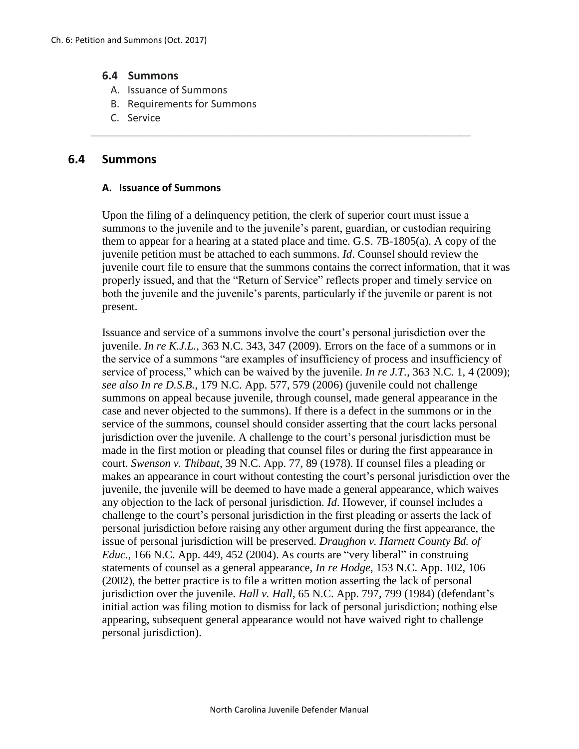## 6.4 Summons

A. Issuance of Summons
B. Requirements for Summons
C. Service

---

## 6.4 Summons

### A. Issuance of Summons

Upon the filing of a delinquency petition, the clerk of superior court must issue a summons to the juvenile and to the juvenile's parent, guardian, or custodian requiring them to appear for a hearing at a stated place and time. G.S. 7B-1805(a). A copy of the juvenile petition must be attached to each summons. *Id*. Counsel should review the juvenile court file to ensure that the summons contains the correct information, that it was properly issued, and that the "Return of Service" reflects proper and timely service on both the juvenile and the juvenile's parents, particularly if the juvenile or parent is not present.

Issuance and service of a summons involve the court's personal jurisdiction over the juvenile. *In re K.J.L.*, 363 N.C. 343, 347 (2009). Errors on the face of a summons or in the service of a summons "are examples of insufficiency of process and insufficiency of service of process," which can be waived by the juvenile. *In re J.T.*, 363 N.C. 1, 4 (2009); *see also In re D.S.B.*, 179 N.C. App. 577, 579 (2006) (juvenile could not challenge summons on appeal because juvenile, through counsel, made general appearance in the case and never objected to the summons). If there is a defect in the summons or in the service of the summons, counsel should consider asserting that the court lacks personal jurisdiction over the juvenile. A challenge to the court's personal jurisdiction must be made in the first motion or pleading that counsel files or during the first appearance in court. *Swenson v. Thibaut*, 39 N.C. App. 77, 89 (1978). If counsel files a pleading or makes an appearance in court without contesting the court's personal jurisdiction over the juvenile, the juvenile will be deemed to have made a general appearance, which waives any objection to the lack of personal jurisdiction. *Id*. However, if counsel includes a challenge to the court's personal jurisdiction in the first pleading or asserts the lack of personal jurisdiction before raising any other argument during the first appearance, the issue of personal jurisdiction will be preserved. *Draughon v. Harnett County Bd. of Educ.*, 166 N.C. App. 449, 452 (2004). As courts are "very liberal" in construing statements of counsel as a general appearance, *In re Hodge*, 153 N.C. App. 102, 106 (2002), the better practice is to file a written motion asserting the lack of personal jurisdiction over the juvenile. *Hall v. Hall*, 65 N.C. App. 797, 799 (1984) (defendant's initial action was filing motion to dismiss for lack of personal jurisdiction; nothing else appearing, subsequent general appearance would not have waived right to challenge personal jurisdiction).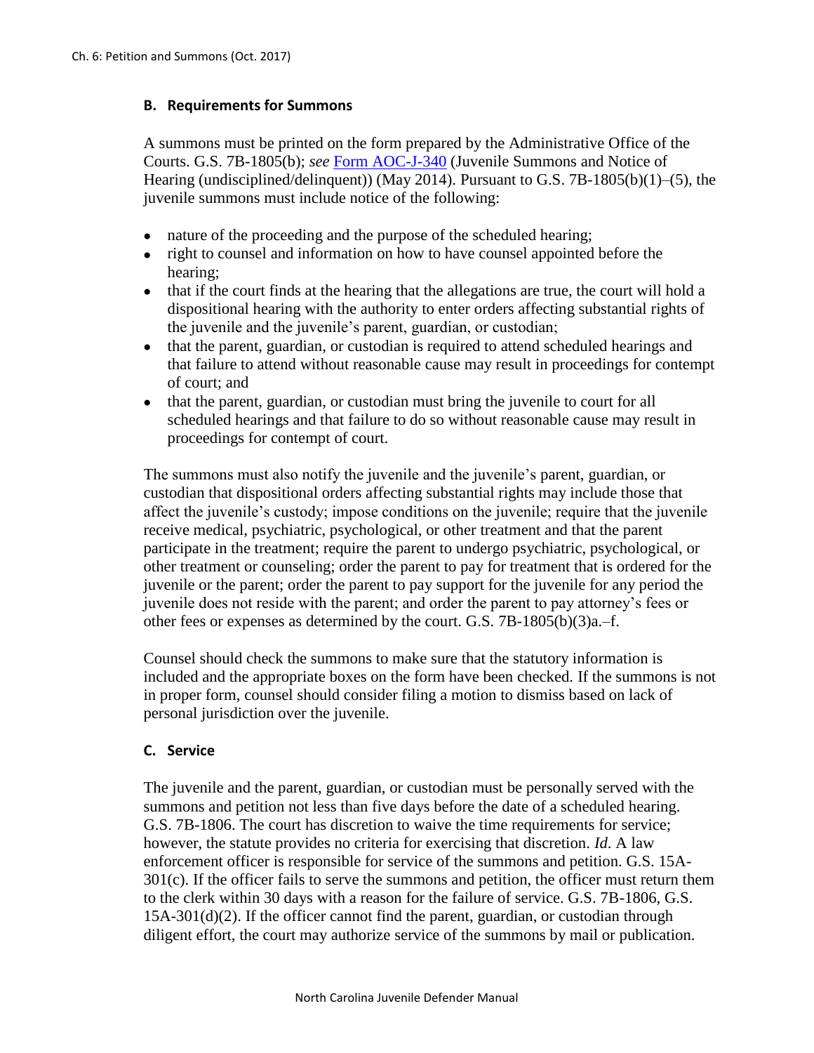### B. Requirements for Summons

A summons must be printed on the form prepared by the Administrative Office of the Courts. G.S. 7B-1805(b); *see* Form AOC-J-340 (Juvenile Summons and Notice of Hearing (undisciplined/delinquent)) (May 2014). Pursuant to G.S. 7B-1805(b)(1)–(5), the juvenile summons must include notice of the following:

- nature of the proceeding and the purpose of the scheduled hearing;
- right to counsel and information on how to have counsel appointed before the hearing;
- that if the court finds at the hearing that the allegations are true, the court will hold a dispositional hearing with the authority to enter orders affecting substantial rights of the juvenile and the juvenile's parent, guardian, or custodian;
- that the parent, guardian, or custodian is required to attend scheduled hearings and that failure to attend without reasonable cause may result in proceedings for contempt of court; and
- that the parent, guardian, or custodian must bring the juvenile to court for all scheduled hearings and that failure to do so without reasonable cause may result in proceedings for contempt of court.

The summons must also notify the juvenile and the juvenile's parent, guardian, or custodian that dispositional orders affecting substantial rights may include those that affect the juvenile's custody; impose conditions on the juvenile; require that the juvenile receive medical, psychiatric, psychological, or other treatment and that the parent participate in the treatment; require the parent to undergo psychiatric, psychological, or other treatment or counseling; order the parent to pay for treatment that is ordered for the juvenile or the parent; order the parent to pay support for the juvenile for any period the juvenile does not reside with the parent; and order the parent to pay attorney's fees or other fees or expenses as determined by the court. G.S. 7B-1805(b)(3)a.–f.

Counsel should check the summons to make sure that the statutory information is included and the appropriate boxes on the form have been checked. If the summons is not in proper form, counsel should consider filing a motion to dismiss based on lack of personal jurisdiction over the juvenile.

### C. Service

The juvenile and the parent, guardian, or custodian must be personally served with the summons and petition not less than five days before the date of a scheduled hearing. G.S. 7B-1806. The court has discretion to waive the time requirements for service; however, the statute provides no criteria for exercising that discretion. *Id*. A law enforcement officer is responsible for service of the summons and petition. G.S. 15A-301(c). If the officer fails to serve the summons and petition, the officer must return them to the clerk within 30 days with a reason for the failure of service. G.S. 7B-1806, G.S. 15A-301(d)(2). If the officer cannot find the parent, guardian, or custodian through diligent effort, the court may authorize service of the summons by mail or publication.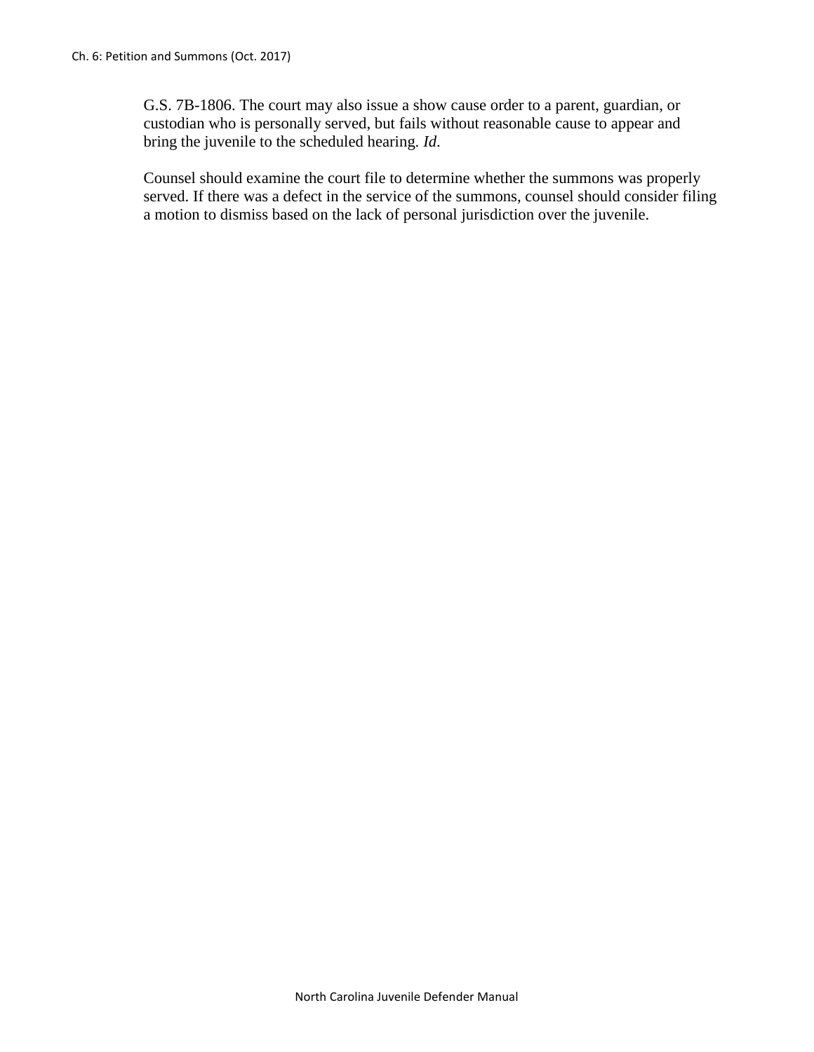G.S. 7B-1806. The court may also issue a show cause order to a parent, guardian, or custodian who is personally served, but fails without reasonable cause to appear and bring the juvenile to the scheduled hearing. *Id*.

Counsel should examine the court file to determine whether the summons was properly served. If there was a defect in the service of the summons, counsel should consider filing a motion to dismiss based on the lack of personal jurisdiction over the juvenile.